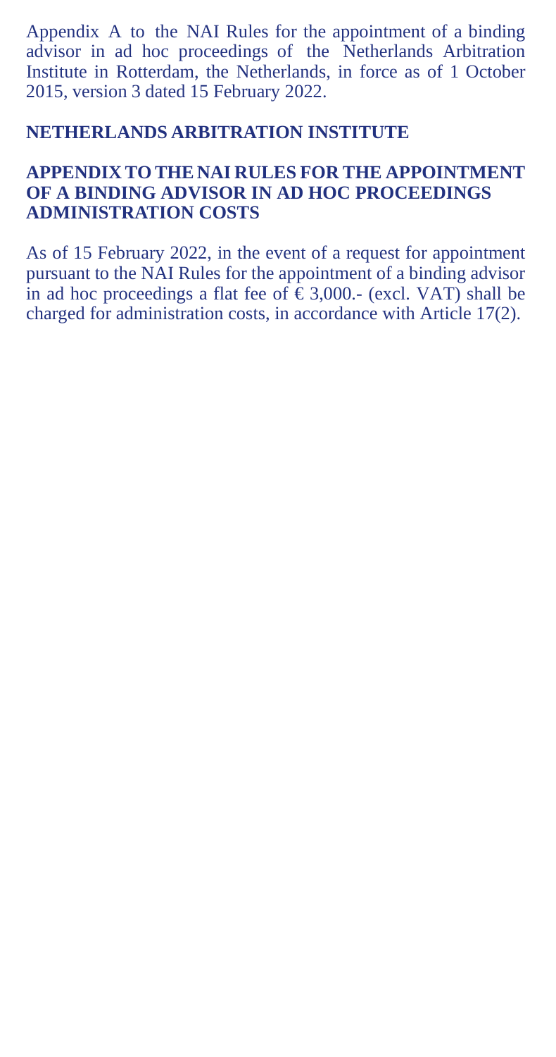Appendix A to the NAI Rules for the appointment of a binding advisor in ad hoc proceedings of the Netherlands Arbitration Institute in Rotterdam, the Netherlands, in force as of 1 October 2015, version 3 dated 15 February 2022.

## NETHERLANDS ARBITRATION INSTITUTE

## APPENDIX TO THE NAI RULES FOR THE APPOINTMENT OF A BINDING ADVISOR IN AD HOC PROCEEDINGS ADMINISTRATION COSTS

As of 15 February 2022, in the event of a request for appointment pursuant to the NAI Rules for the appointment of a binding advisor in ad hoc proceedings a flat fee of € 3,000.- (excl. VAT) shall be charged for administration costs, in accordance with Article 17(2).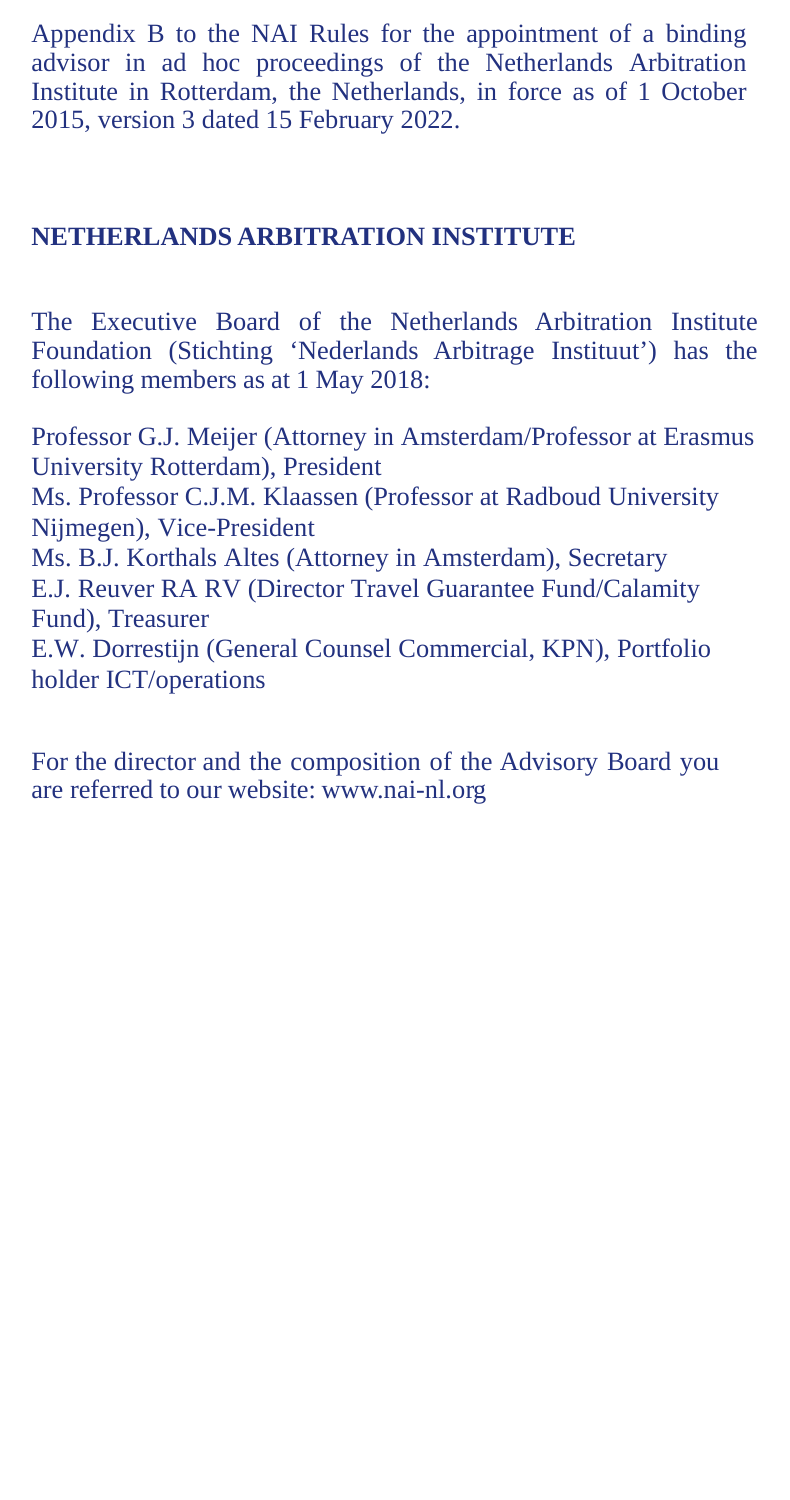Appendix B to the NAI Rules for the appointment of a binding advisor in ad hoc proceedings of the Netherlands Arbitration Institute in Rotterdam, the Netherlands, in force as of 1 October 2015, version 3 dated 15 February 2022.

## NETHERLANDS ARBITRATION INSTITUTE

The Executive Board of the Netherlands Arbitration Institute Foundation (Stichting 'Nederlands Arbitrage Instituut') has the following members as at 1 May 2018:

Professor G.J. Meijer (Attorney in Amsterdam/Professor at Erasmus University Rotterdam), President
Ms. Professor C.J.M. Klaassen (Professor at Radboud University Nijmegen), Vice-President
Ms. B.J. Korthals Altes (Attorney in Amsterdam), Secretary
E.J. Reuver RA RV (Director Travel Guarantee Fund/Calamity Fund), Treasurer
E.W. Dorrestijn (General Counsel Commercial, KPN), Portfolio holder ICT/operations

For the director and the composition of the Advisory Board you are referred to our website: www.nai-nl.org